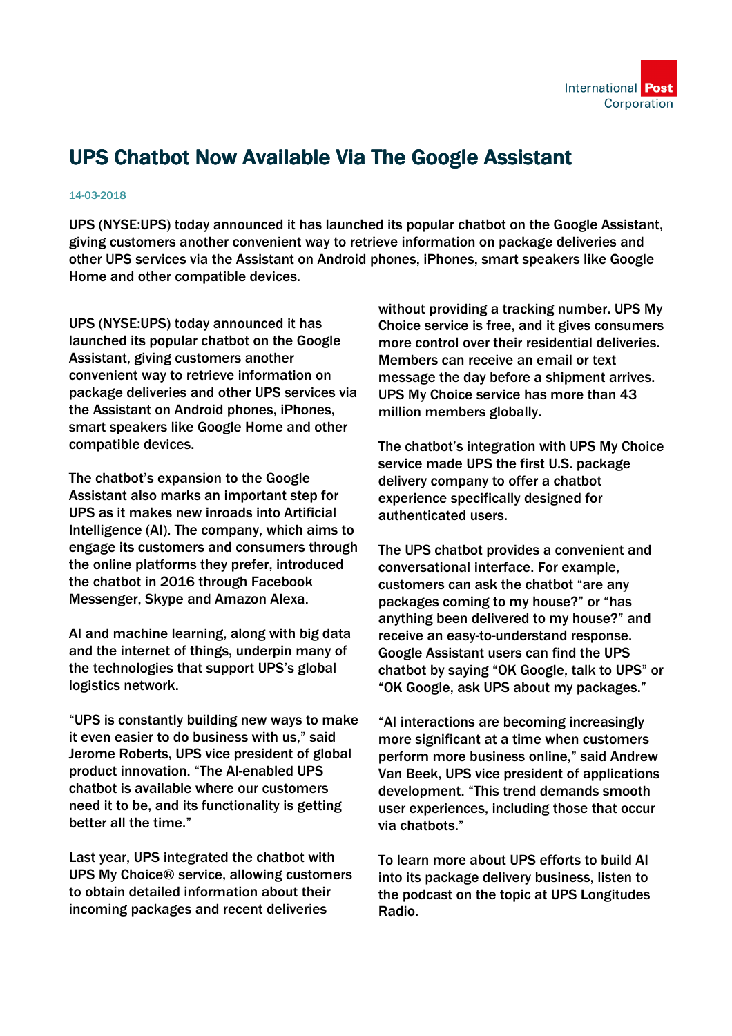# UPS Chatbot Now Available Via The Google Assistant

14-03-2018

UPS (NYSE:UPS) today announced it has launched its popular chatbot on the Google Assistant, giving customers another convenient way to retrieve information on package deliveries and other UPS services via the Assistant on Android phones, iPhones, smart speakers like Google Home and other compatible devices.

UPS (NYSE:UPS) today announced it has launched its popular chatbot on the Google Assistant, giving customers another convenient way to retrieve information on package deliveries and other UPS services via the Assistant on Android phones, iPhones, smart speakers like Google Home and other compatible devices.

The chatbot's expansion to the Google Assistant also marks an important step for UPS as it makes new inroads into Artificial Intelligence (AI). The company, which aims to engage its customers and consumers through the online platforms they prefer, introduced the chatbot in 2016 through Facebook Messenger, Skype and Amazon Alexa.

AI and machine learning, along with big data and the internet of things, underpin many of the technologies that support UPS's global logistics network.

"UPS is constantly building new ways to make it even easier to do business with us," said Jerome Roberts, UPS vice president of global product innovation. "The AI-enabled UPS chatbot is available where our customers need it to be, and its functionality is getting better all the time."

Last year, UPS integrated the chatbot with UPS My Choice® service, allowing customers to obtain detailed information about their incoming packages and recent deliveries without providing a tracking number. UPS My Choice service is free, and it gives consumers more control over their residential deliveries. Members can receive an email or text message the day before a shipment arrives. UPS My Choice service has more than 43 million members globally.

The chatbot's integration with UPS My Choice service made UPS the first U.S. package delivery company to offer a chatbot experience specifically designed for authenticated users.

The UPS chatbot provides a convenient and conversational interface. For example, customers can ask the chatbot "are any packages coming to my house?" or "has anything been delivered to my house?" and receive an easy-to-understand response. Google Assistant users can find the UPS chatbot by saying "OK Google, talk to UPS" or "OK Google, ask UPS about my packages."

"AI interactions are becoming increasingly more significant at a time when customers perform more business online," said Andrew Van Beek, UPS vice president of applications development. "This trend demands smooth user experiences, including those that occur via chatbots."

To learn more about UPS efforts to build AI into its package delivery business, listen to the podcast on the topic at UPS Longitudes Radio.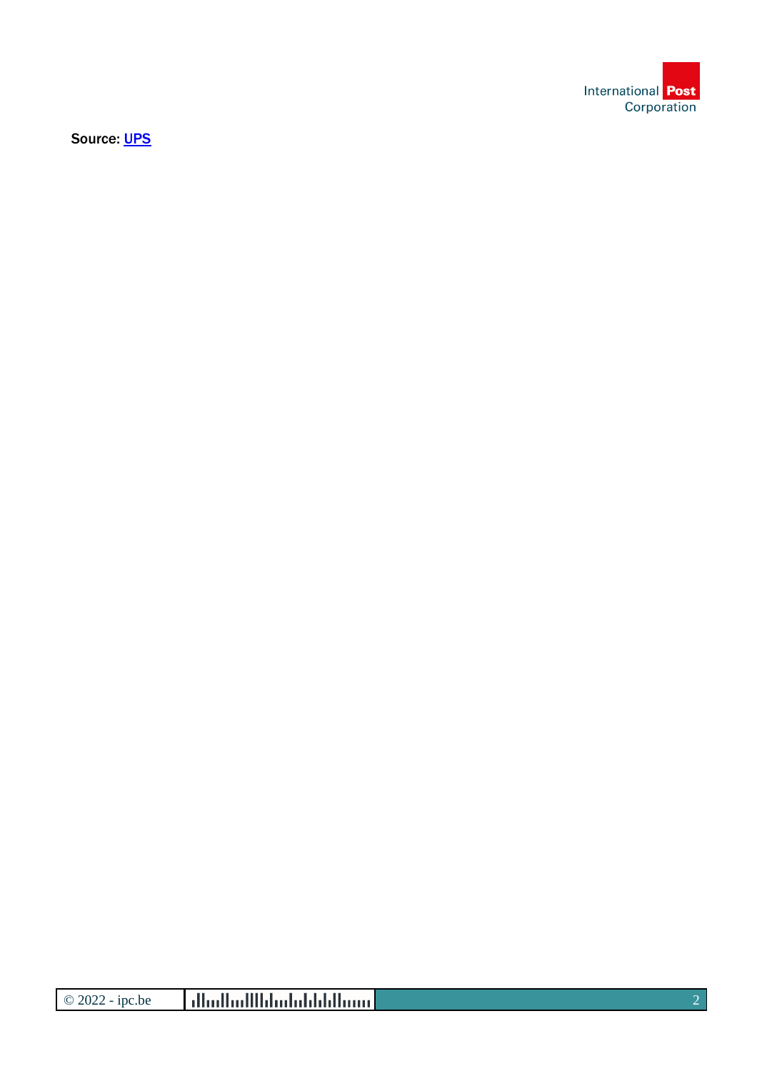**Source: UPS**